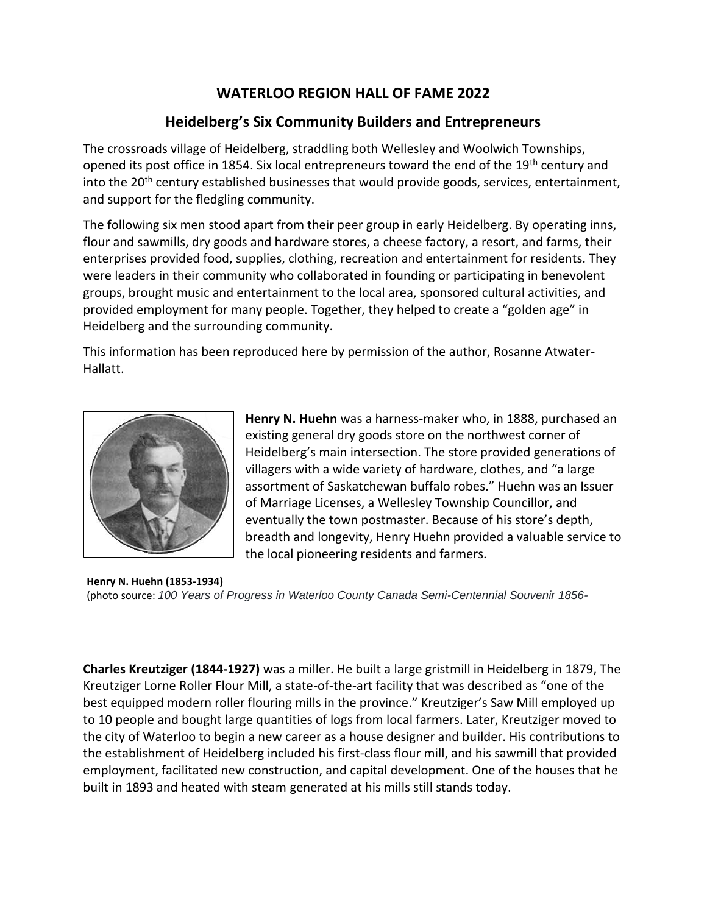# WATERLOO REGION HALL OF FAME 2022

## Heidelberg's Six Community Builders and Entrepreneurs

The crossroads village of Heidelberg, straddling both Wellesley and Woolwich Townships, opened its post office in 1854. Six local entrepreneurs toward the end of the 19th century and into the 20th century established businesses that would provide goods, services, entertainment, and support for the fledgling community.

The following six men stood apart from their peer group in early Heidelberg. By operating inns, flour and sawmills, dry goods and hardware stores, a cheese factory, a resort, and farms, their enterprises provided food, supplies, clothing, recreation and entertainment for residents. They were leaders in their community who collaborated in founding or participating in benevolent groups, brought music and entertainment to the local area, sponsored cultural activities, and provided employment for many people. Together, they helped to create a "golden age" in Heidelberg and the surrounding community.

This information has been reproduced here by permission of the author, Rosanne Atwater-Hallatt.

**Henry N. Huehn** was a harness-maker who, in 1888, purchased an existing general dry goods store on the northwest corner of Heidelberg's main intersection. The store provided generations of villagers with a wide variety of hardware, clothes, and "a large assortment of Saskatchewan buffalo robes." Huehn was an Issuer of Marriage Licenses, a Wellesley Township Councillor, and eventually the town postmaster. Because of his store's depth, breadth and longevity, Henry Huehn provided a valuable service to the local pioneering residents and farmers.

**Henry N. Huehn (1853-1934)**
(photo source: *100 Years of Progress in Waterloo County Canada Semi-Centennial Souvenir 1856-*

**Charles Kreutziger (1844-1927)** was a miller. He built a large gristmill in Heidelberg in 1879, The Kreutziger Lorne Roller Flour Mill, a state-of-the-art facility that was described as "one of the best equipped modern roller flouring mills in the province." Kreutziger's Saw Mill employed up to 10 people and bought large quantities of logs from local farmers. Later, Kreutziger moved to the city of Waterloo to begin a new career as a house designer and builder. His contributions to the establishment of Heidelberg included his first-class flour mill, and his sawmill that provided employment, facilitated new construction, and capital development. One of the houses that he built in 1893 and heated with steam generated at his mills still stands today.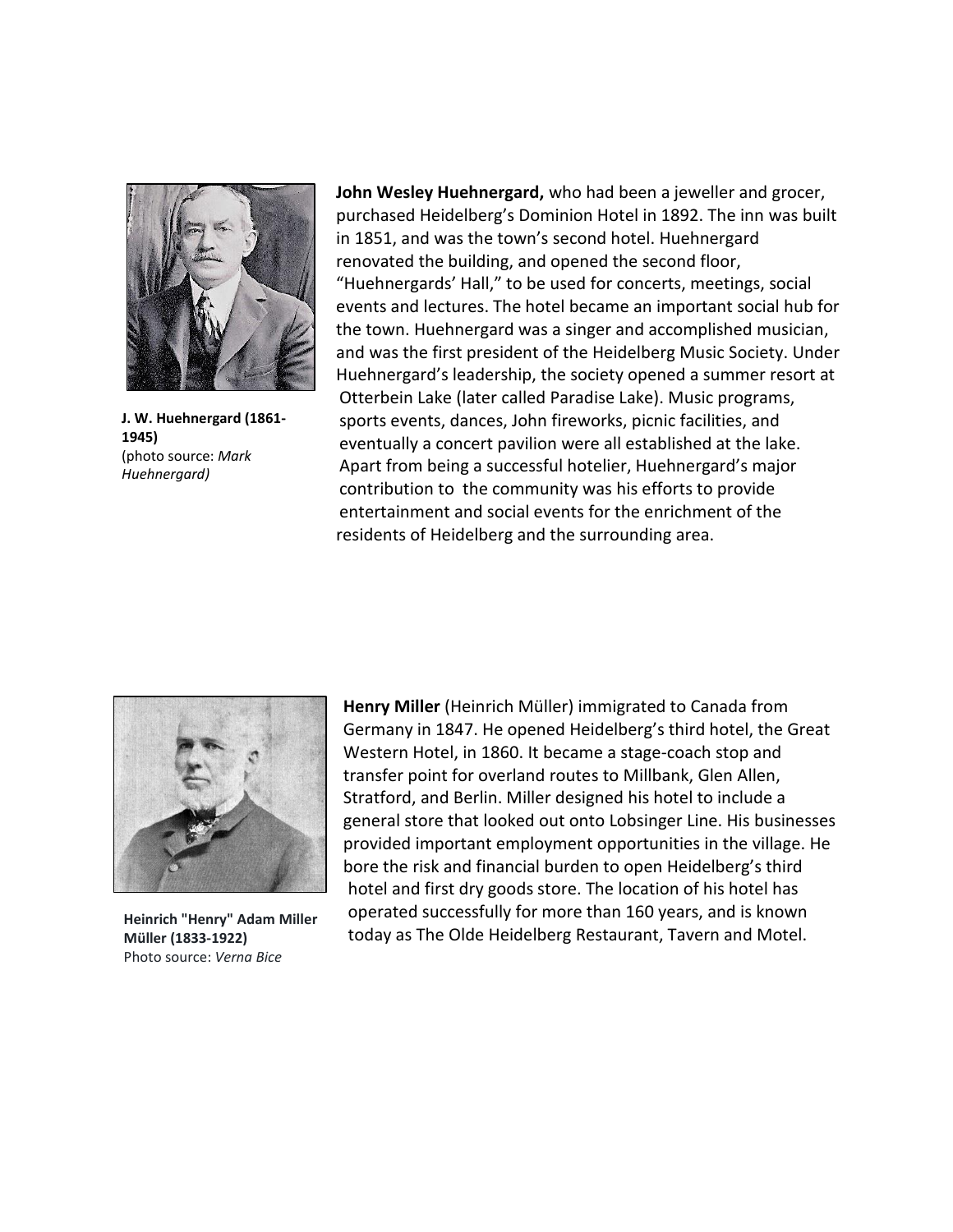**J. W. Huehnergard (1861-1945)**
(photo source: *Mark Huehnergard)*

**John Wesley Huehnergard,** who had been a jeweller and grocer, purchased Heidelberg's Dominion Hotel in 1892. The inn was built in 1851, and was the town's second hotel. Huehnergard renovated the building, and opened the second floor, "Huehnergards' Hall," to be used for concerts, meetings, social events and lectures. The hotel became an important social hub for the town. Huehnergard was a singer and accomplished musician, and was the first president of the Heidelberg Music Society. Under Huehnergard's leadership, the society opened a summer resort at Otterbein Lake (later called Paradise Lake). Music programs, sports events, dances, John fireworks, picnic facilities, and eventually a concert pavilion were all established at the lake. Apart from being a successful hotelier, Huehnergard's major contribution to the community was his efforts to provide entertainment and social events for the enrichment of the residents of Heidelberg and the surrounding area.

**Heinrich "Henry" Adam Miller Müller (1833-1922)**
Photo source: *Verna Bice*

**Henry Miller** (Heinrich Müller) immigrated to Canada from Germany in 1847. He opened Heidelberg's third hotel, the Great Western Hotel, in 1860. It became a stage-coach stop and transfer point for overland routes to Millbank, Glen Allen, Stratford, and Berlin. Miller designed his hotel to include a general store that looked out onto Lobsinger Line. His businesses provided important employment opportunities in the village. He bore the risk and financial burden to open Heidelberg's third hotel and first dry goods store. The location of his hotel has operated successfully for more than 160 years, and is known today as The Olde Heidelberg Restaurant, Tavern and Motel.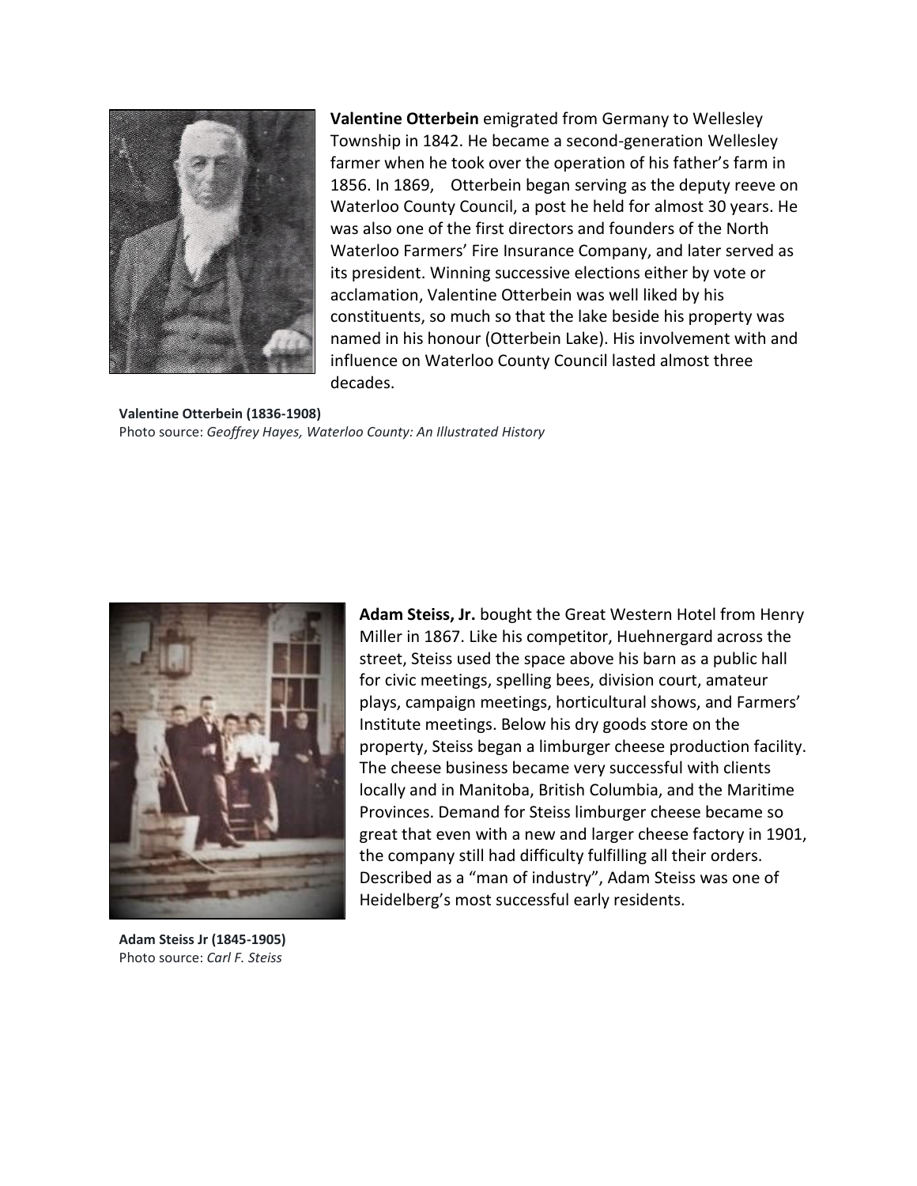**Valentine Otterbein** emigrated from Germany to Wellesley Township in 1842. He became a second-generation Wellesley farmer when he took over the operation of his father's farm in 1856. In 1869, Otterbein began serving as the deputy reeve on Waterloo County Council, a post he held for almost 30 years. He was also one of the first directors and founders of the North Waterloo Farmers' Fire Insurance Company, and later served as its president. Winning successive elections either by vote or acclamation, Valentine Otterbein was well liked by his constituents, so much so that the lake beside his property was named in his honour (Otterbein Lake). His involvement with and influence on Waterloo County Council lasted almost three decades.

**Valentine Otterbein (1836-1908)**
Photo source: *Geoffrey Hayes, Waterloo County: An Illustrated History*

**Adam Steiss, Jr.** bought the Great Western Hotel from Henry Miller in 1867. Like his competitor, Huehnergard across the street, Steiss used the space above his barn as a public hall for civic meetings, spelling bees, division court, amateur plays, campaign meetings, horticultural shows, and Farmers' Institute meetings. Below his dry goods store on the property, Steiss began a limburger cheese production facility. The cheese business became very successful with clients locally and in Manitoba, British Columbia, and the Maritime Provinces. Demand for Steiss limburger cheese became so great that even with a new and larger cheese factory in 1901, the company still had difficulty fulfilling all their orders. Described as a "man of industry", Adam Steiss was one of Heidelberg's most successful early residents.

**Adam Steiss Jr (1845-1905)**
Photo source: *Carl F. Steiss*